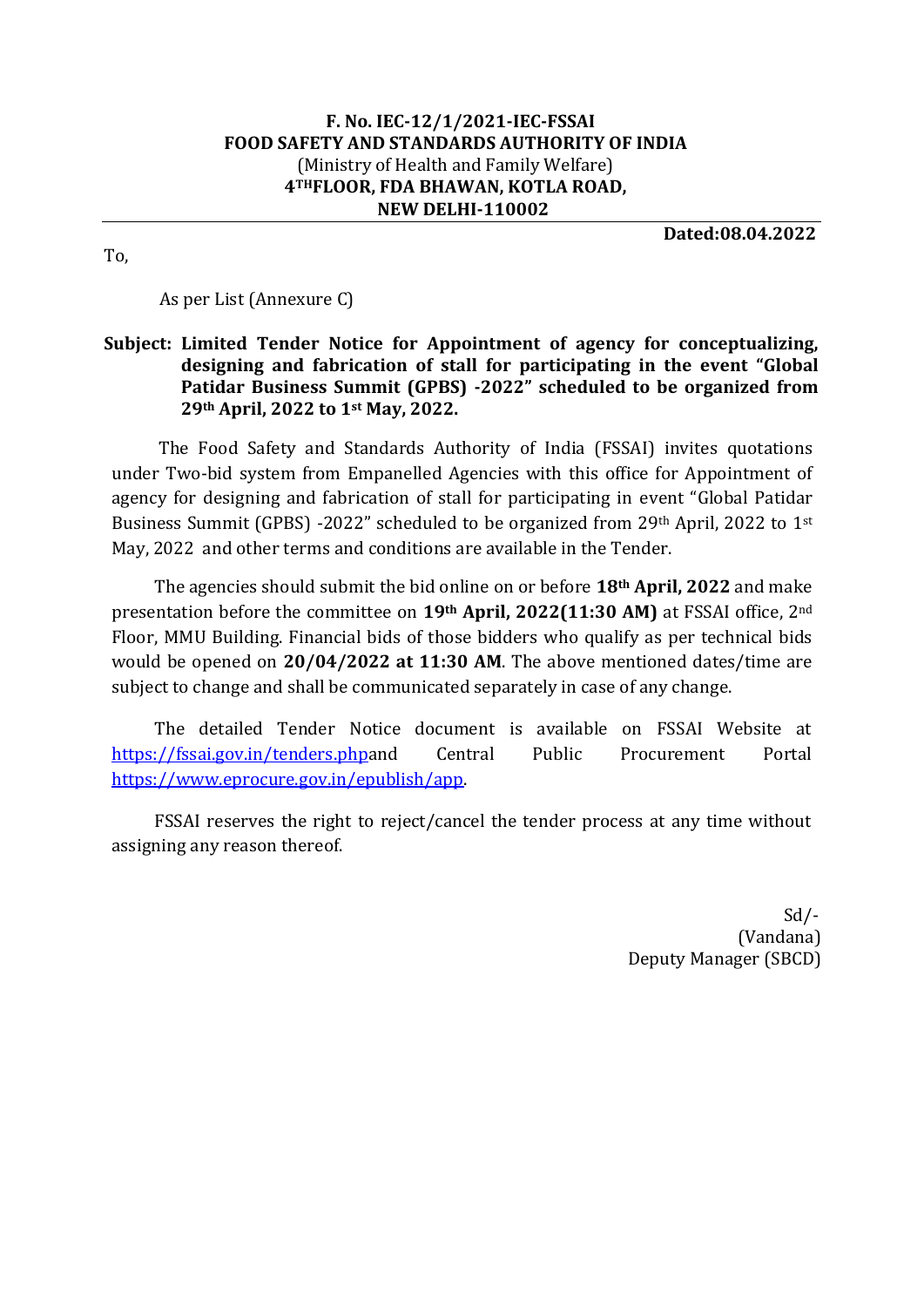**F. No. IEC-12/1/2021-IEC-FSSAI**
**FOOD SAFETY AND STANDARDS AUTHORITY OF INDIA**
(Ministry of Health and Family Welfare)
**4TH FLOOR, FDA BHAWAN, KOTLA ROAD,**
**NEW DELHI-110002**

---

**Dated:08.04.2022**

To,

As per List (Annexure C)

**Subject: Limited Tender Notice for Appointment of agency for conceptualizing, designing and fabrication of stall for participating in the event "Global Patidar Business Summit (GPBS) -2022" scheduled to be organized from 29th April, 2022 to 1st May, 2022.**

The Food Safety and Standards Authority of India (FSSAI) invites quotations under Two-bid system from Empanelled Agencies with this office for Appointment of agency for designing and fabrication of stall for participating in event "Global Patidar Business Summit (GPBS) -2022" scheduled to be organized from 29th April, 2022 to 1st May, 2022 and other terms and conditions are available in the Tender.

The agencies should submit the bid online on or before **18th April, 2022** and make presentation before the committee on **19th April, 2022(11:30 AM)** at FSSAI office, 2nd Floor, MMU Building. Financial bids of those bidders who qualify as per technical bids would be opened on **20/04/2022 at 11:30 AM**. The above mentioned dates/time are subject to change and shall be communicated separately in case of any change.

The detailed Tender Notice document is available on FSSAI Website at https://fssai.gov.in/tenders.phpand Central Public Procurement Portal https://www.eprocure.gov.in/epublish/app.

FSSAI reserves the right to reject/cancel the tender process at any time without assigning any reason thereof.

Sd/-
(Vandana)
Deputy Manager (SBCD)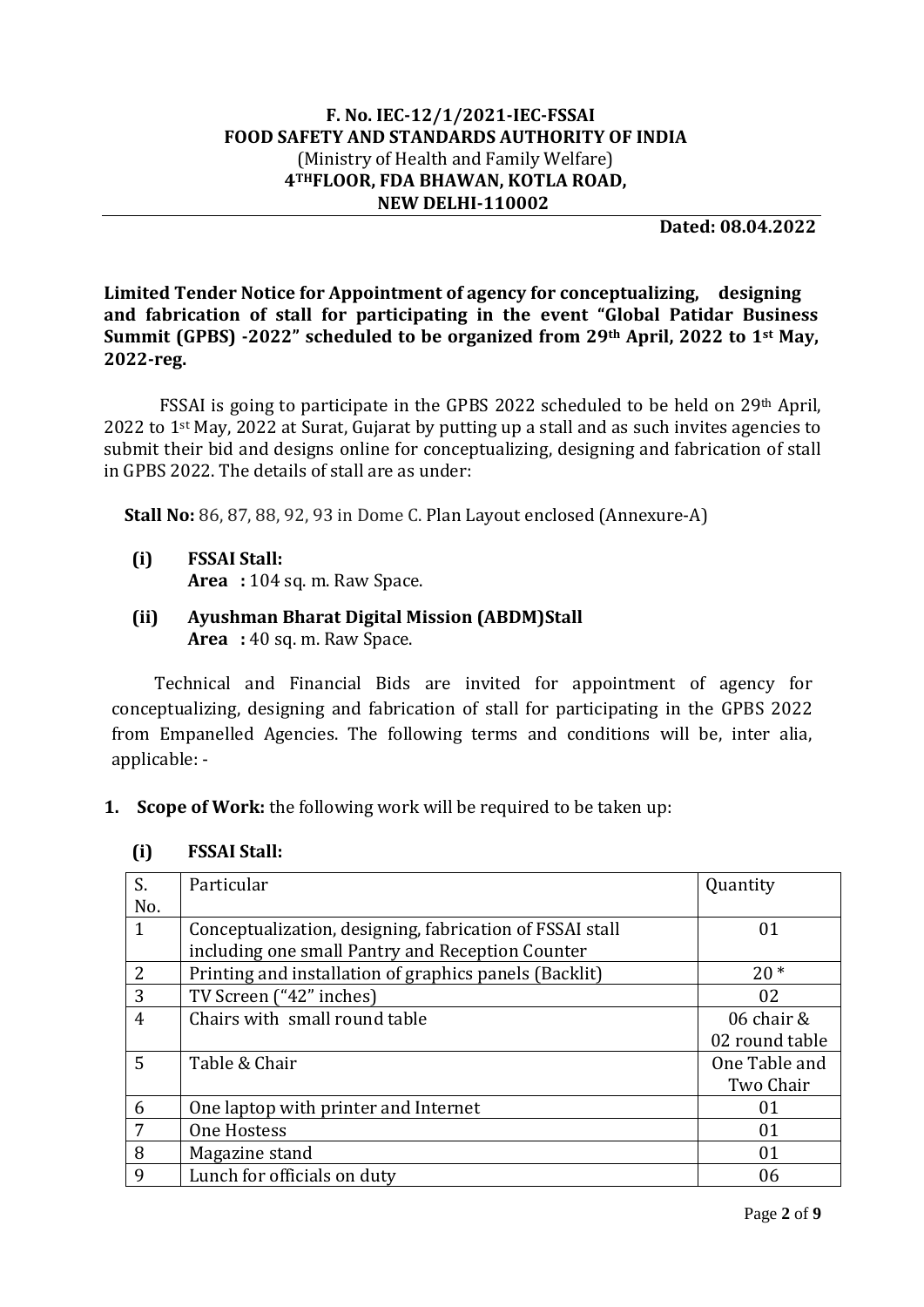**F. No. IEC-12/1/2021-IEC-FSSAI**
**FOOD SAFETY AND STANDARDS AUTHORITY OF INDIA**
(Ministry of Health and Family Welfare)
**4TH FLOOR, FDA BHAWAN, KOTLA ROAD,**
**NEW DELHI-110002**

**Dated: 08.04.2022**

**Limited Tender Notice for Appointment of agency for conceptualizing, designing and fabrication of stall for participating in the event "Global Patidar Business Summit (GPBS) -2022" scheduled to be organized from 29th April, 2022 to 1st May, 2022-reg.**

FSSAI is going to participate in the GPBS 2022 scheduled to be held on 29th April, 2022 to 1st May, 2022 at Surat, Gujarat by putting up a stall and as such invites agencies to submit their bid and designs online for conceptualizing, designing and fabrication of stall in GPBS 2022. The details of stall are as under:

**Stall No:** 86, 87, 88, 92, 93 in Dome C. Plan Layout enclosed (Annexure-A)

**(i) FSSAI Stall:**
**Area :** 104 sq. m. Raw Space.

**(ii) Ayushman Bharat Digital Mission (ABDM)Stall**
**Area :** 40 sq. m. Raw Space.

Technical and Financial Bids are invited for appointment of agency for conceptualizing, designing and fabrication of stall for participating in the GPBS 2022 from Empanelled Agencies. The following terms and conditions will be, inter alia, applicable: -

1. **Scope of Work:** the following work will be required to be taken up:

**(i) FSSAI Stall:**

| S. No. | Particular | Quantity |
|---|---|---|
| 1 | Conceptualization, designing, fabrication of FSSAI stall including one small Pantry and Reception Counter | 01 |
| 2 | Printing and installation of graphics panels (Backlit) | 20 * |
| 3 | TV Screen ("42" inches) | 02 |
| 4 | Chairs with small round table | 06 chair & 02 round table |
| 5 | Table & Chair | One Table and Two Chair |
| 6 | One laptop with printer and Internet | 01 |
| 7 | One Hostess | 01 |
| 8 | Magazine stand | 01 |
| 9 | Lunch for officials on duty | 06 |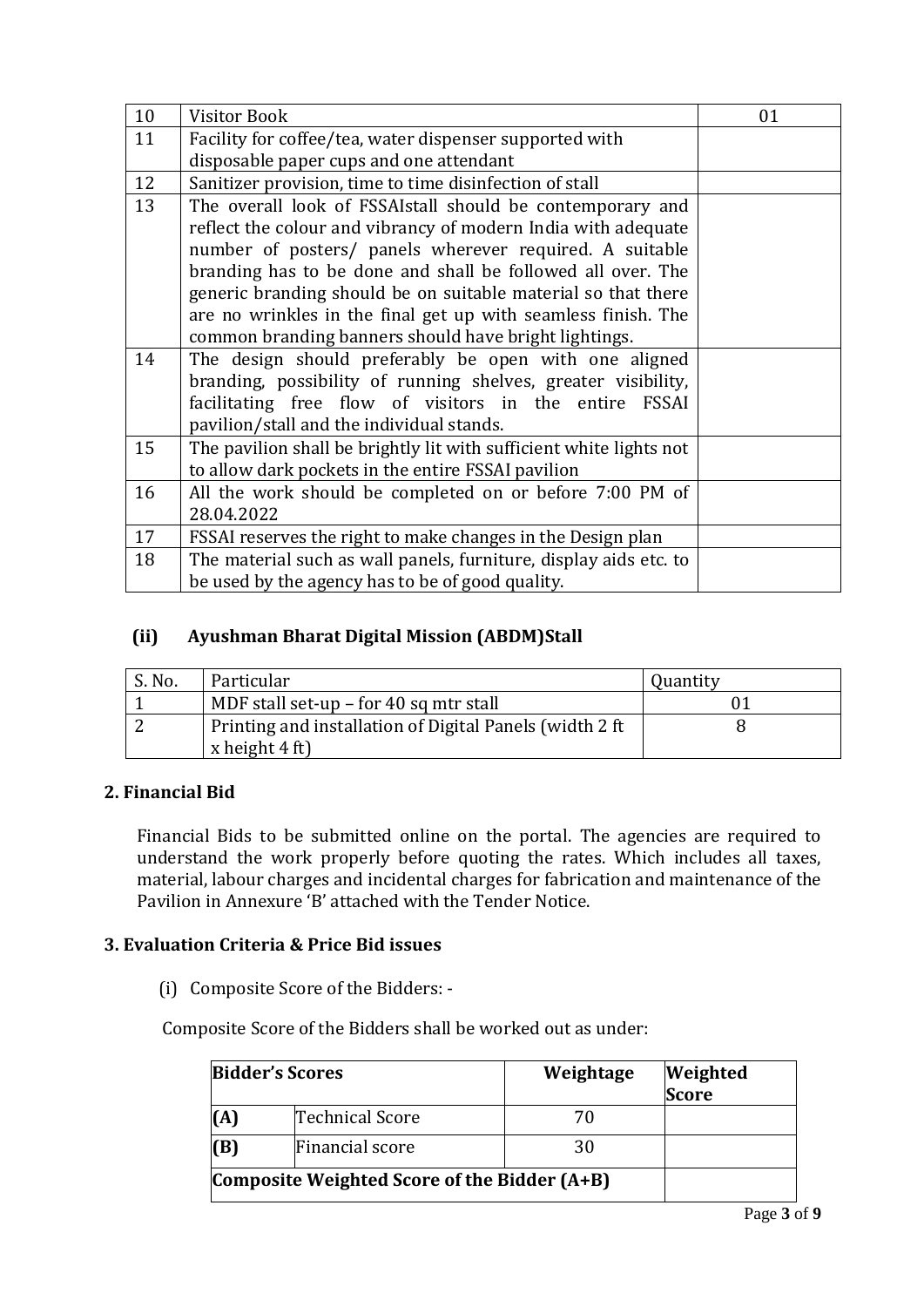| 10 | Visitor Book | 01 |
|---|---|---|
| 11 | Facility for coffee/tea, water dispenser supported with disposable paper cups and one attendant | |
| 12 | Sanitizer provision, time to time disinfection of stall | |
| 13 | The overall look of FSSAIstall should be contemporary and reflect the colour and vibrancy of modern India with adequate number of posters/ panels wherever required. A suitable branding has to be done and shall be followed all over. The generic branding should be on suitable material so that there are no wrinkles in the final get up with seamless finish. The common branding banners should have bright lightings. | |
| 14 | The design should preferably be open with one aligned branding, possibility of running shelves, greater visibility, facilitating free flow of visitors in the entire FSSAI pavilion/stall and the individual stands. | |
| 15 | The pavilion shall be brightly lit with sufficient white lights not to allow dark pockets in the entire FSSAI pavilion | |
| 16 | All the work should be completed on or before 7:00 PM of 28.04.2022 | |
| 17 | FSSAI reserves the right to make changes in the Design plan | |
| 18 | The material such as wall panels, furniture, display aids etc. to be used by the agency has to be of good quality. | |

### (ii) Ayushman Bharat Digital Mission (ABDM)Stall

| S. No. | Particular | Quantity |
|---|---|---|
| 1 | MDF stall set-up – for 40 sq mtr stall | 01 |
| 2 | Printing and installation of Digital Panels (width 2 ft x height 4 ft) | 8 |

## 2. Financial Bid

Financial Bids to be submitted online on the portal. The agencies are required to understand the work properly before quoting the rates. Which includes all taxes, material, labour charges and incidental charges for fabrication and maintenance of the Pavilion in Annexure 'B' attached with the Tender Notice.

## 3. Evaluation Criteria & Price Bid issues

(i) Composite Score of the Bidders: -

Composite Score of the Bidders shall be worked out as under:

| **Bidder's Scores** | | **Weightage** | **Weighted Score** |
|---|---|---|---|
| **(A)** | Technical Score | 70 | |
| **(B)** | Financial score | 30 | |
| **Composite Weighted Score of the Bidder (A+B)** | | | |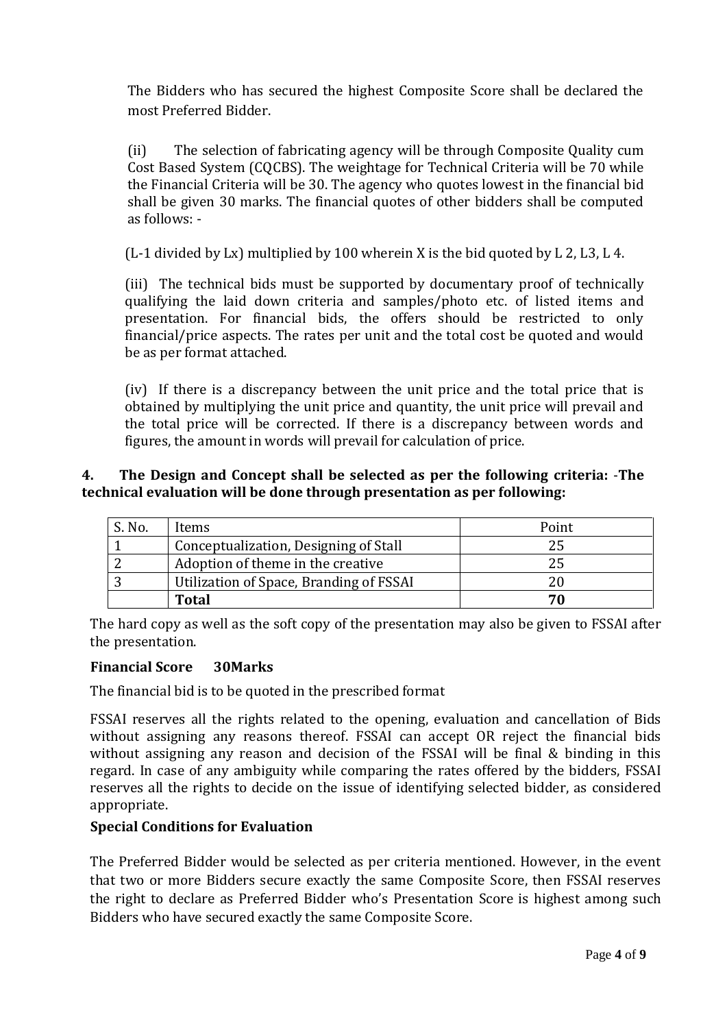The Bidders who has secured the highest Composite Score shall be declared the most Preferred Bidder.

(ii) The selection of fabricating agency will be through Composite Quality cum Cost Based System (CQCBS). The weightage for Technical Criteria will be 70 while the Financial Criteria will be 30. The agency who quotes lowest in the financial bid shall be given 30 marks. The financial quotes of other bidders shall be computed as follows: -

(L-1 divided by Lx) multiplied by 100 wherein X is the bid quoted by L 2, L3, L 4.

(iii) The technical bids must be supported by documentary proof of technically qualifying the laid down criteria and samples/photo etc. of listed items and presentation. For financial bids, the offers should be restricted to only financial/price aspects. The rates per unit and the total cost be quoted and would be as per format attached.

(iv) If there is a discrepancy between the unit price and the total price that is obtained by multiplying the unit price and quantity, the unit price will prevail and the total price will be corrected. If there is a discrepancy between words and figures, the amount in words will prevail for calculation of price.

**4. The Design and Concept shall be selected as per the following criteria: -The technical evaluation will be done through presentation as per following:**

| S. No. | Items | Point |
|---|---|---|
| 1 | Conceptualization, Designing of Stall | 25 |
| 2 | Adoption of theme in the creative | 25 |
| 3 | Utilization of Space, Branding of FSSAI | 20 |
| | **Total** | **70** |

The hard copy as well as the soft copy of the presentation may also be given to FSSAI after the presentation.

**Financial Score 30Marks**

The financial bid is to be quoted in the prescribed format

FSSAI reserves all the rights related to the opening, evaluation and cancellation of Bids without assigning any reasons thereof. FSSAI can accept OR reject the financial bids without assigning any reason and decision of the FSSAI will be final & binding in this regard. In case of any ambiguity while comparing the rates offered by the bidders, FSSAI reserves all the rights to decide on the issue of identifying selected bidder, as considered appropriate.

**Special Conditions for Evaluation**

The Preferred Bidder would be selected as per criteria mentioned. However, in the event that two or more Bidders secure exactly the same Composite Score, then FSSAI reserves the right to declare as Preferred Bidder who's Presentation Score is highest among such Bidders who have secured exactly the same Composite Score.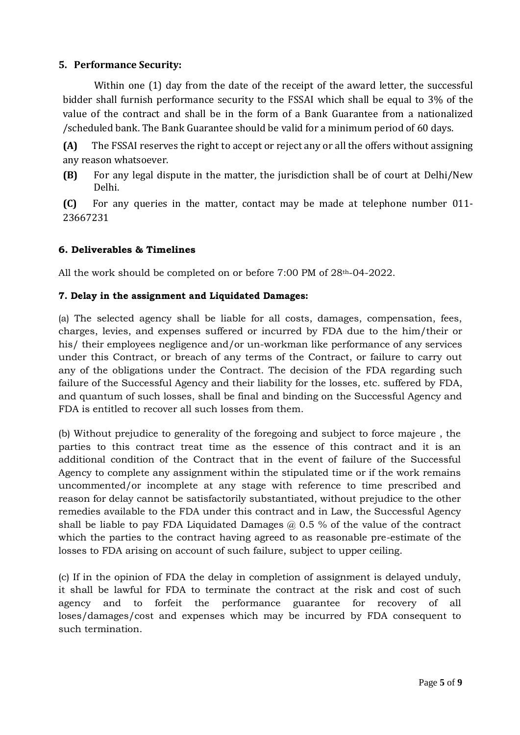## 5. Performance Security:

Within one (1) day from the date of the receipt of the award letter, the successful bidder shall furnish performance security to the FSSAI which shall be equal to 3% of the value of the contract and shall be in the form of a Bank Guarantee from a nationalized /scheduled bank. The Bank Guarantee should be valid for a minimum period of 60 days.

**(A)** The FSSAI reserves the right to accept or reject any or all the offers without assigning any reason whatsoever.

**(B)** For any legal dispute in the matter, the jurisdiction shall be of court at Delhi/New Delhi.

**(C)** For any queries in the matter, contact may be made at telephone number 011-23667231

## 6. Deliverables & Timelines

All the work should be completed on or before 7:00 PM of 28th-04-2022.

## 7. Delay in the assignment and Liquidated Damages:

(a) The selected agency shall be liable for all costs, damages, compensation, fees, charges, levies, and expenses suffered or incurred by FDA due to the him/their or his/ their employees negligence and/or un-workman like performance of any services under this Contract, or breach of any terms of the Contract, or failure to carry out any of the obligations under the Contract. The decision of the FDA regarding such failure of the Successful Agency and their liability for the losses, etc. suffered by FDA, and quantum of such losses, shall be final and binding on the Successful Agency and FDA is entitled to recover all such losses from them.

(b) Without prejudice to generality of the foregoing and subject to force majeure , the parties to this contract treat time as the essence of this contract and it is an additional condition of the Contract that in the event of failure of the Successful Agency to complete any assignment within the stipulated time or if the work remains uncommented/or incomplete at any stage with reference to time prescribed and reason for delay cannot be satisfactorily substantiated, without prejudice to the other remedies available to the FDA under this contract and in Law, the Successful Agency shall be liable to pay FDA Liquidated Damages @ 0.5 % of the value of the contract which the parties to the contract having agreed to as reasonable pre-estimate of the losses to FDA arising on account of such failure, subject to upper ceiling.

(c) If in the opinion of FDA the delay in completion of assignment is delayed unduly, it shall be lawful for FDA to terminate the contract at the risk and cost of such agency and to forfeit the performance guarantee for recovery of all loses/damages/cost and expenses which may be incurred by FDA consequent to such termination.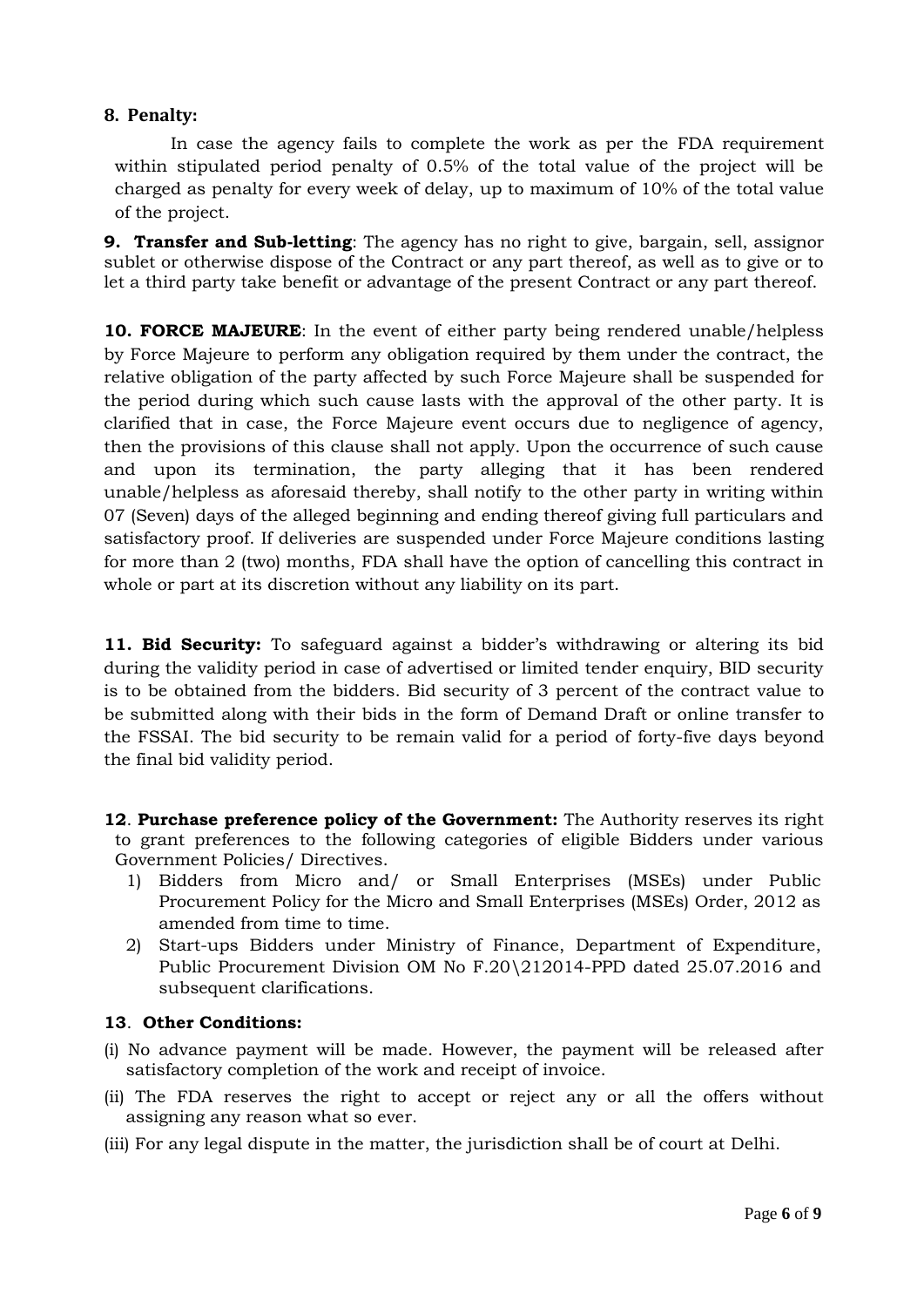**8. Penalty:**

In case the agency fails to complete the work as per the FDA requirement within stipulated period penalty of 0.5% of the total value of the project will be charged as penalty for every week of delay, up to maximum of 10% of the total value of the project.

**9. Transfer and Sub-letting**: The agency has no right to give, bargain, sell, assignor sublet or otherwise dispose of the Contract or any part thereof, as well as to give or to let a third party take benefit or advantage of the present Contract or any part thereof.

**10. FORCE MAJEURE**: In the event of either party being rendered unable/helpless by Force Majeure to perform any obligation required by them under the contract, the relative obligation of the party affected by such Force Majeure shall be suspended for the period during which such cause lasts with the approval of the other party. It is clarified that in case, the Force Majeure event occurs due to negligence of agency, then the provisions of this clause shall not apply. Upon the occurrence of such cause and upon its termination, the party alleging that it has been rendered unable/helpless as aforesaid thereby, shall notify to the other party in writing within 07 (Seven) days of the alleged beginning and ending thereof giving full particulars and satisfactory proof. If deliveries are suspended under Force Majeure conditions lasting for more than 2 (two) months, FDA shall have the option of cancelling this contract in whole or part at its discretion without any liability on its part.

**11. Bid Security:** To safeguard against a bidder's withdrawing or altering its bid during the validity period in case of advertised or limited tender enquiry, BID security is to be obtained from the bidders. Bid security of 3 percent of the contract value to be submitted along with their bids in the form of Demand Draft or online transfer to the FSSAI. The bid security to be remain valid for a period of forty-five days beyond the final bid validity period.

**12**. **Purchase preference policy of the Government:** The Authority reserves its right to grant preferences to the following categories of eligible Bidders under various Government Policies/ Directives.

1) Bidders from Micro and/ or Small Enterprises (MSEs) under Public Procurement Policy for the Micro and Small Enterprises (MSEs) Order, 2012 as amended from time to time.
2) Start-ups Bidders under Ministry of Finance, Department of Expenditure, Public Procurement Division OM No F.20\212014-PPD dated 25.07.2016 and subsequent clarifications.

**13**. **Other Conditions:**

(i) No advance payment will be made. However, the payment will be released after satisfactory completion of the work and receipt of invoice.

(ii) The FDA reserves the right to accept or reject any or all the offers without assigning any reason what so ever.

(iii) For any legal dispute in the matter, the jurisdiction shall be of court at Delhi.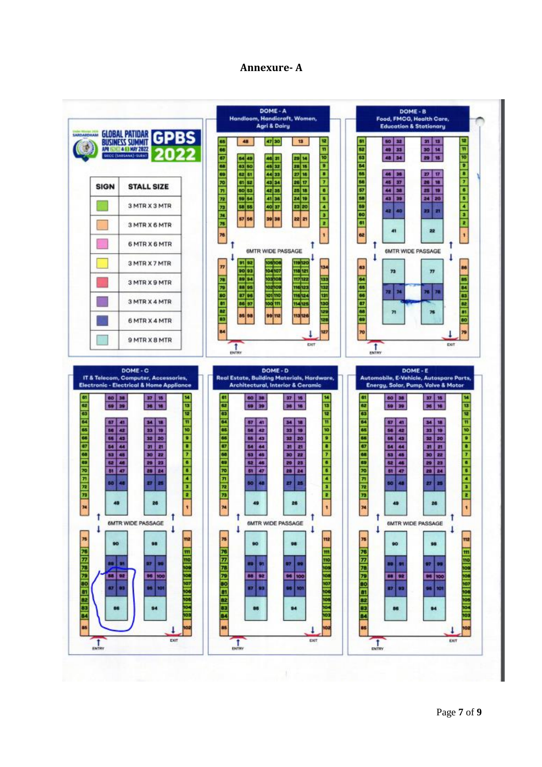# Annexure- A

**GLOBAL PATIDAR BUSINESS SUMMIT GPBS 2022**

APR 29, 30 & 1 MAY 2022

SIECC (SARSANA)-SURAT

| SIGN | STALL SIZE |
|---|---|
| Green | 3 MTR X 3 MTR |
| Orange | 3 MTR X 6 MTR |
| Pink | 6 MTR X 6 MTR |
| Yellow | 3 MTR X 7 MTR |
| Red | 3 MTR X 9 MTR |
| Purple | 3 MTR X 4 MTR |
| Dark Blue | 6 MTR X 4 MTR |
| Light Blue | 9 MTR X 8 MTR |

**DOME - A** Handloom, Handicraft, Women, Agri & Dairy

**DOME - B** Food, FMCG, Health Care, Education & Stationary

**DOME - C** IT & Telecom, Computer, Accessories, Electronic - Electrical & Home Appliance

**DOME - D** Real Estate, Building Materials, Hardware, Architectural, Interior & Ceramic

**DOME - E** Automobile, E-Vehicle, Autospare Parts, Energy, Solar, Pump, Valve & Motor

6MTR WIDE PASSAGE

ENTRY

EXIT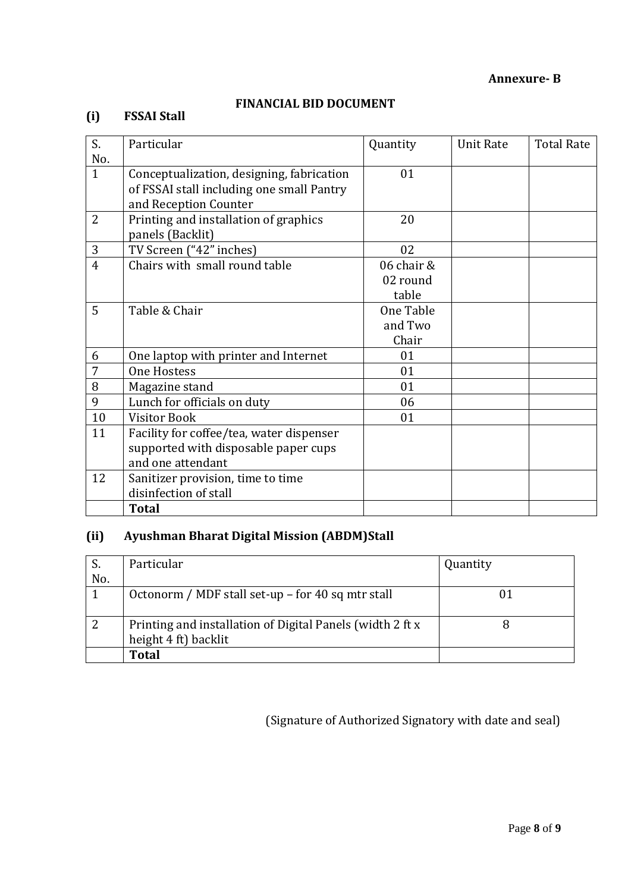**Annexure- B**

**FINANCIAL BID DOCUMENT**

**(i) FSSAI Stall**

| S. No. | Particular | Quantity | Unit Rate | Total Rate |
|---|---|---|---|---|
| 1 | Conceptualization, designing, fabrication of FSSAI stall including one small Pantry and Reception Counter | 01 | | |
| 2 | Printing and installation of graphics panels (Backlit) | 20 | | |
| 3 | TV Screen ("42" inches) | 02 | | |
| 4 | Chairs with small round table | 06 chair & 02 round table | | |
| 5 | Table & Chair | One Table and Two Chair | | |
| 6 | One laptop with printer and Internet | 01 | | |
| 7 | One Hostess | 01 | | |
| 8 | Magazine stand | 01 | | |
| 9 | Lunch for officials on duty | 06 | | |
| 10 | Visitor Book | 01 | | |
| 11 | Facility for coffee/tea, water dispenser supported with disposable paper cups and one attendant | | | |
| 12 | Sanitizer provision, time to time disinfection of stall | | | |
| | **Total** | | | |

**(ii) Ayushman Bharat Digital Mission (ABDM)Stall**

| S. No. | Particular | Quantity |
|---|---|---|
| 1 | Octonorm / MDF stall set-up – for 40 sq mtr stall | 01 |
| 2 | Printing and installation of Digital Panels (width 2 ft x height 4 ft) backlit | 8 |
| | **Total** | |

(Signature of Authorized Signatory with date and seal)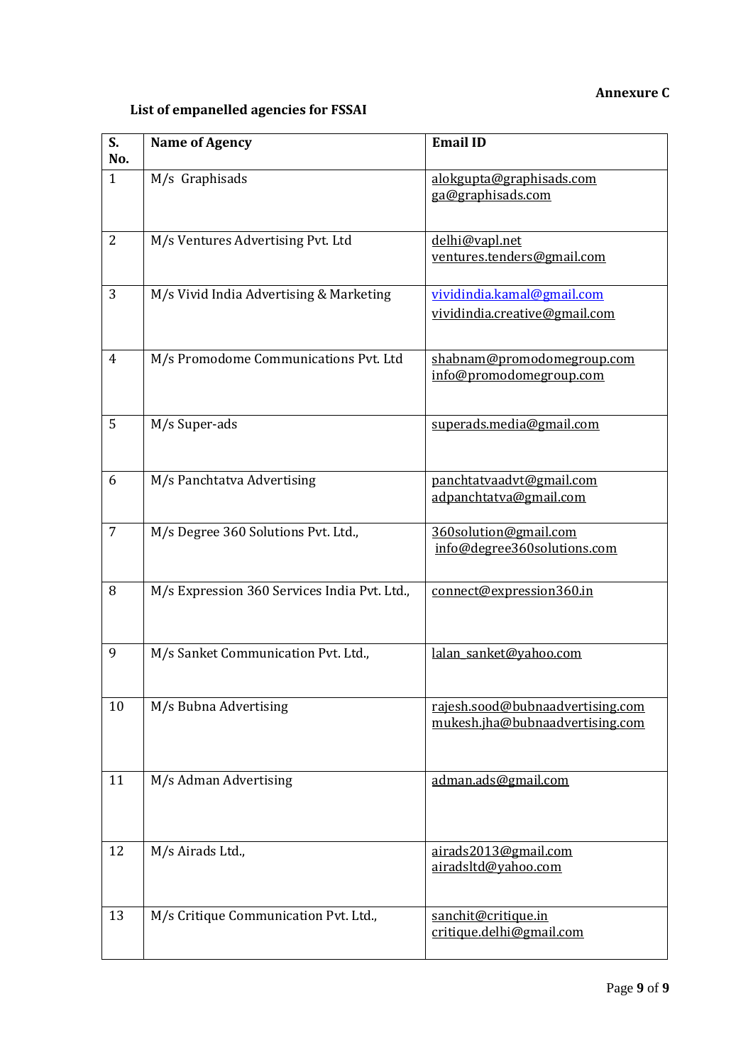**Annexure C**

**List of empanelled agencies for FSSAI**

| S. No. | Name of Agency | Email ID |
|---|---|---|
| 1 | M/s Graphisads | alokgupta@graphisads.com<br>ga@graphisads.com |
| 2 | M/s Ventures Advertising Pvt. Ltd | delhi@vapl.net<br>ventures.tenders@gmail.com |
| 3 | M/s Vivid India Advertising & Marketing | vividindia.kamal@gmail.com<br>vividindia.creative@gmail.com |
| 4 | M/s Promodome Communications Pvt. Ltd | shabnam@promodomegroup.com<br>info@promodomegroup.com |
| 5 | M/s Super-ads | superads.media@gmail.com |
| 6 | M/s Panchtatva Advertising | panchtatvaadvt@gmail.com<br>adpanchtatva@gmail.com |
| 7 | M/s Degree 360 Solutions Pvt. Ltd., | 360solution@gmail.com<br>info@degree360solutions.com |
| 8 | M/s Expression 360 Services India Pvt. Ltd., | connect@expression360.in |
| 9 | M/s Sanket Communication Pvt. Ltd., | lalan_sanket@yahoo.com |
| 10 | M/s Bubna Advertising | rajesh.sood@bubnaadvertising.com<br>mukesh.jha@bubnaadvertising.com |
| 11 | M/s Adman Advertising | adman.ads@gmail.com |
| 12 | M/s Airads Ltd., | airads2013@gmail.com<br>airadsltd@yahoo.com |
| 13 | M/s Critique Communication Pvt. Ltd., | sanchit@critique.in<br>critique.delhi@gmail.com |